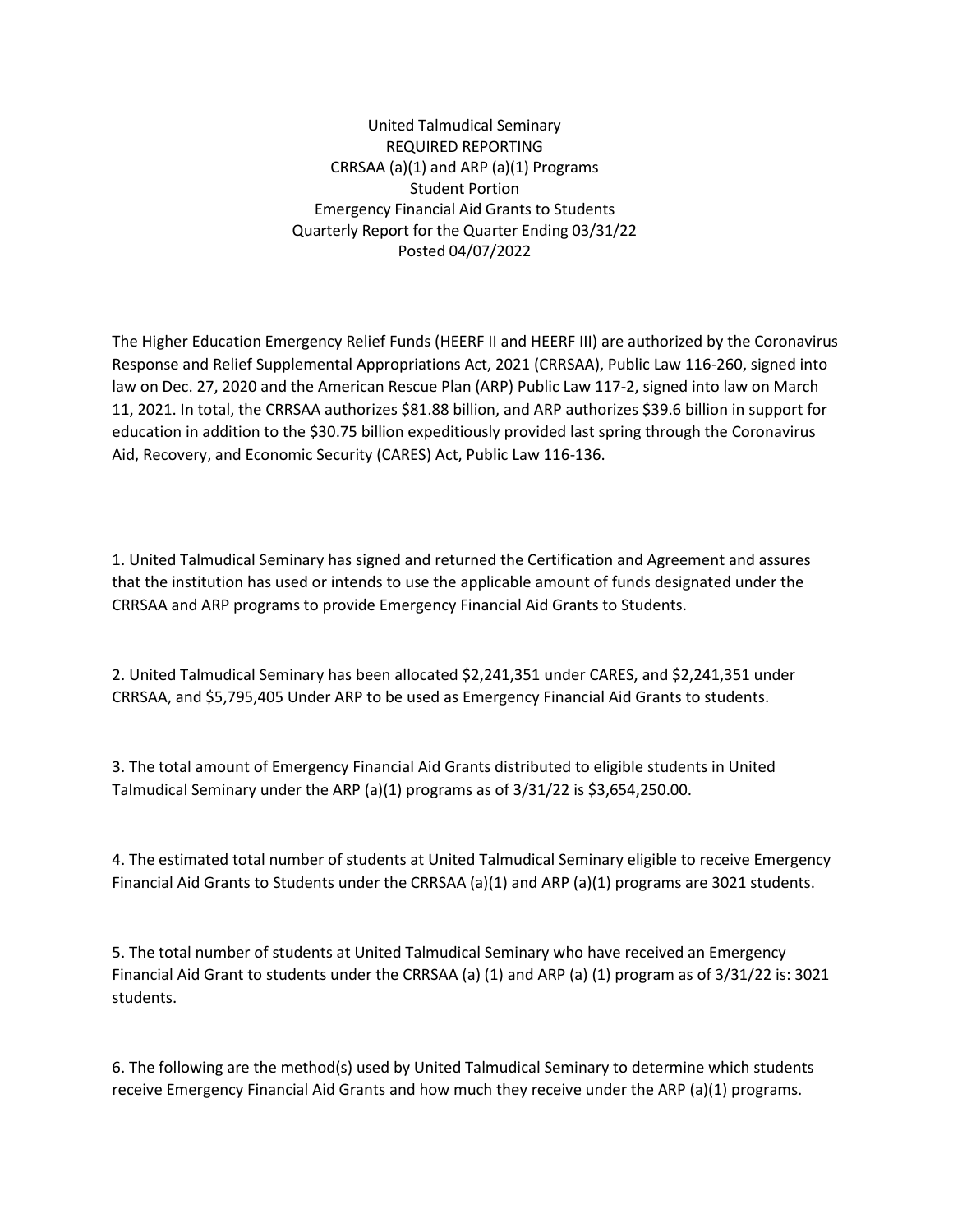United Talmudical Seminary
REQUIRED REPORTING
CRRSAA (a)(1) and ARP (a)(1) Programs
Student Portion
Emergency Financial Aid Grants to Students
Quarterly Report for the Quarter Ending 03/31/22
Posted 04/07/2022

The Higher Education Emergency Relief Funds (HEERF II and HEERF III) are authorized by the Coronavirus Response and Relief Supplemental Appropriations Act, 2021 (CRRSAA), Public Law 116-260, signed into law on Dec. 27, 2020 and the American Rescue Plan (ARP) Public Law 117-2, signed into law on March 11, 2021. In total, the CRRSAA authorizes $81.88 billion, and ARP authorizes $39.6 billion in support for education in addition to the $30.75 billion expeditiously provided last spring through the Coronavirus Aid, Recovery, and Economic Security (CARES) Act, Public Law 116-136.

1. United Talmudical Seminary has signed and returned the Certification and Agreement and assures that the institution has used or intends to use the applicable amount of funds designated under the CRRSAA and ARP programs to provide Emergency Financial Aid Grants to Students.

2. United Talmudical Seminary has been allocated $2,241,351 under CARES, and $2,241,351 under CRRSAA, and $5,795,405 Under ARP to be used as Emergency Financial Aid Grants to students.

3. The total amount of Emergency Financial Aid Grants distributed to eligible students in United Talmudical Seminary under the ARP (a)(1) programs as of 3/31/22 is $3,654,250.00.

4. The estimated total number of students at United Talmudical Seminary eligible to receive Emergency Financial Aid Grants to Students under the CRRSAA (a)(1) and ARP (a)(1) programs are 3021 students.

5. The total number of students at United Talmudical Seminary who have received an Emergency Financial Aid Grant to students under the CRRSAA (a) (1) and ARP (a) (1) program as of 3/31/22 is: 3021 students.

6. The following are the method(s) used by United Talmudical Seminary to determine which students receive Emergency Financial Aid Grants and how much they receive under the ARP (a)(1) programs.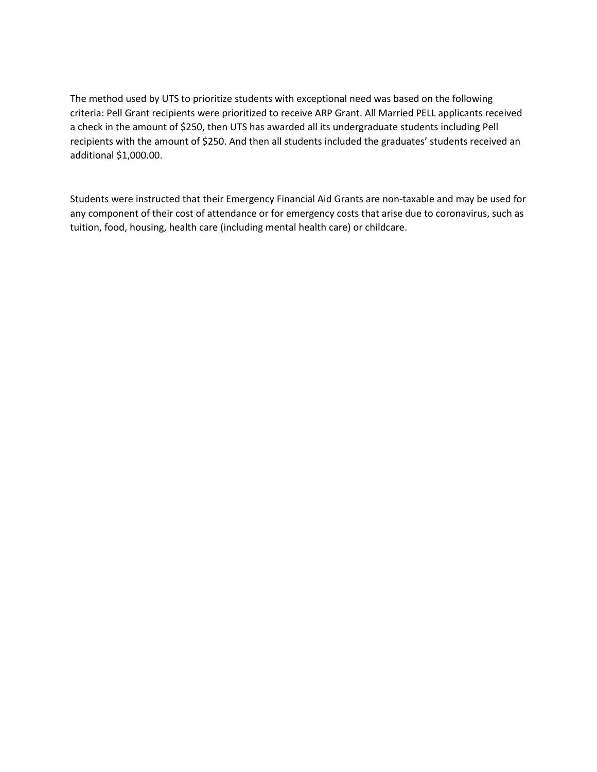The method used by UTS to prioritize students with exceptional need was based on the following criteria: Pell Grant recipients were prioritized to receive ARP Grant. All Married PELL applicants received a check in the amount of $250, then UTS has awarded all its undergraduate students including Pell recipients with the amount of $250. And then all students included the graduates' students received an additional $1,000.00.

Students were instructed that their Emergency Financial Aid Grants are non-taxable and may be used for any component of their cost of attendance or for emergency costs that arise due to coronavirus, such as tuition, food, housing, health care (including mental health care) or childcare.